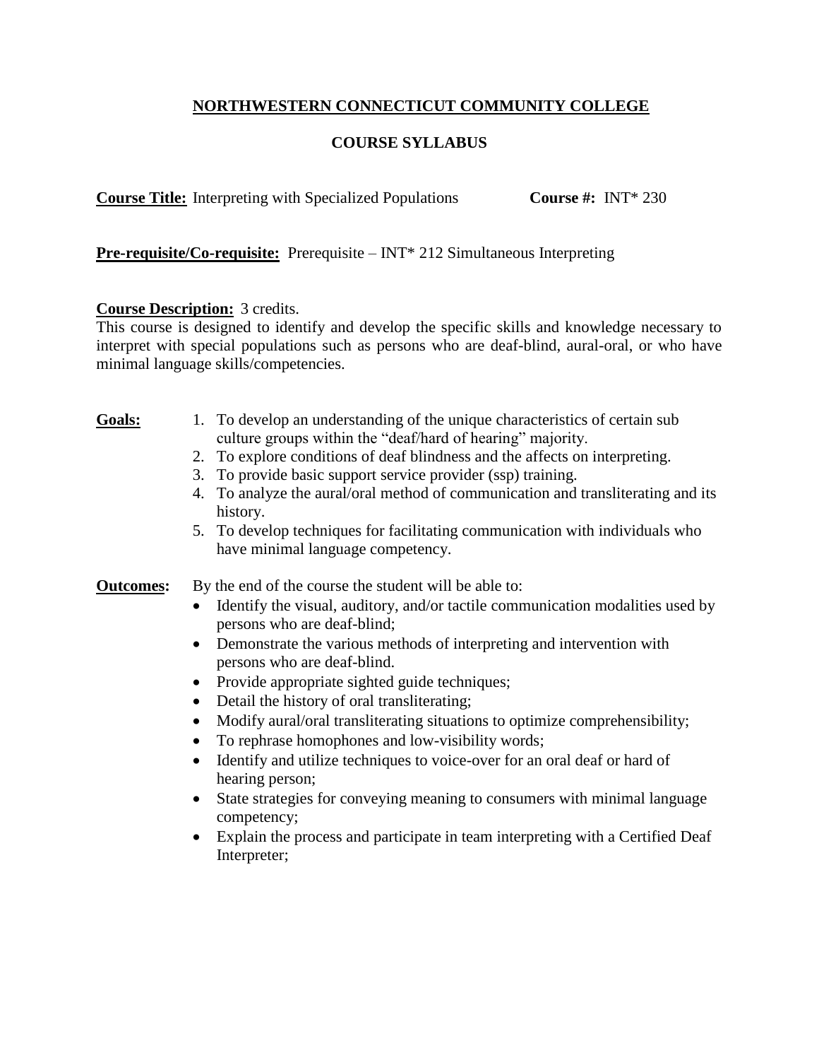# NORTHWESTERN CONNECTICUT COMMUNITY COLLEGE

## COURSE SYLLABUS

**Course Title:** Interpreting with Specialized Populations **Course #:** INT* 230

**Pre-requisite/Co-requisite:** Prerequisite – INT* 212 Simultaneous Interpreting

**Course Description:** 3 credits.
This course is designed to identify and develop the specific skills and knowledge necessary to interpret with special populations such as persons who are deaf-blind, aural-oral, or who have minimal language skills/competencies.

**Goals:**

1. To develop an understanding of the unique characteristics of certain sub culture groups within the "deaf/hard of hearing" majority.
2. To explore conditions of deaf blindness and the affects on interpreting.
3. To provide basic support service provider (ssp) training.
4. To analyze the aural/oral method of communication and transliterating and its history.
5. To develop techniques for facilitating communication with individuals who have minimal language competency.

**Outcomes:** By the end of the course the student will be able to:

- Identify the visual, auditory, and/or tactile communication modalities used by persons who are deaf-blind;
- Demonstrate the various methods of interpreting and intervention with persons who are deaf-blind.
- Provide appropriate sighted guide techniques;
- Detail the history of oral transliterating;
- Modify aural/oral transliterating situations to optimize comprehensibility;
- To rephrase homophones and low-visibility words;
- Identify and utilize techniques to voice-over for an oral deaf or hard of hearing person;
- State strategies for conveying meaning to consumers with minimal language competency;
- Explain the process and participate in team interpreting with a Certified Deaf Interpreter;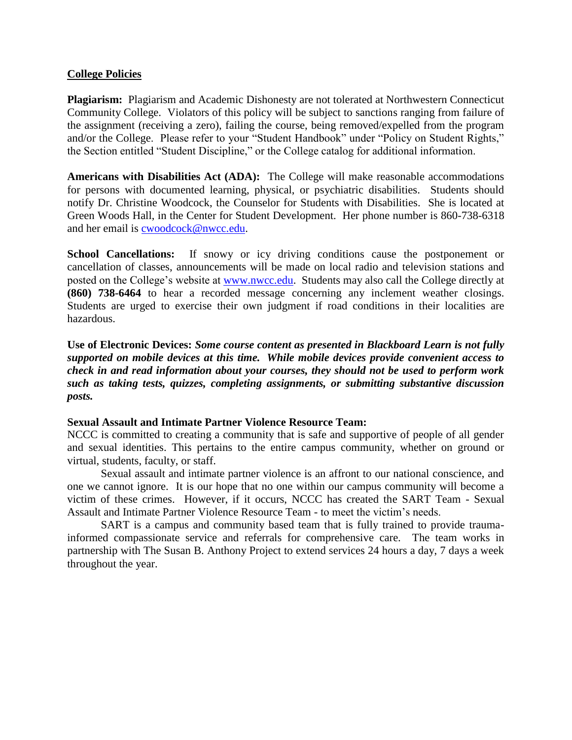## College Policies

**Plagiarism:** Plagiarism and Academic Dishonesty are not tolerated at Northwestern Connecticut Community College. Violators of this policy will be subject to sanctions ranging from failure of the assignment (receiving a zero), failing the course, being removed/expelled from the program and/or the College. Please refer to your "Student Handbook" under "Policy on Student Rights," the Section entitled "Student Discipline," or the College catalog for additional information.

**Americans with Disabilities Act (ADA):** The College will make reasonable accommodations for persons with documented learning, physical, or psychiatric disabilities. Students should notify Dr. Christine Woodcock, the Counselor for Students with Disabilities. She is located at Green Woods Hall, in the Center for Student Development. Her phone number is 860-738-6318 and her email is cwoodcock@nwcc.edu.

**School Cancellations:** If snowy or icy driving conditions cause the postponement or cancellation of classes, announcements will be made on local radio and television stations and posted on the College's website at www.nwcc.edu. Students may also call the College directly at **(860) 738-6464** to hear a recorded message concerning any inclement weather closings. Students are urged to exercise their own judgment if road conditions in their localities are hazardous.

**Use of Electronic Devices:** ***Some course content as presented in Blackboard Learn is not fully supported on mobile devices at this time. While mobile devices provide convenient access to check in and read information about your courses, they should not be used to perform work such as taking tests, quizzes, completing assignments, or submitting substantive discussion posts.***

**Sexual Assault and Intimate Partner Violence Resource Team:**

NCCC is committed to creating a community that is safe and supportive of people of all gender and sexual identities. This pertains to the entire campus community, whether on ground or virtual, students, faculty, or staff.

Sexual assault and intimate partner violence is an affront to our national conscience, and one we cannot ignore. It is our hope that no one within our campus community will become a victim of these crimes. However, if it occurs, NCCC has created the SART Team - Sexual Assault and Intimate Partner Violence Resource Team - to meet the victim's needs.

SART is a campus and community based team that is fully trained to provide trauma-informed compassionate service and referrals for comprehensive care. The team works in partnership with The Susan B. Anthony Project to extend services 24 hours a day, 7 days a week throughout the year.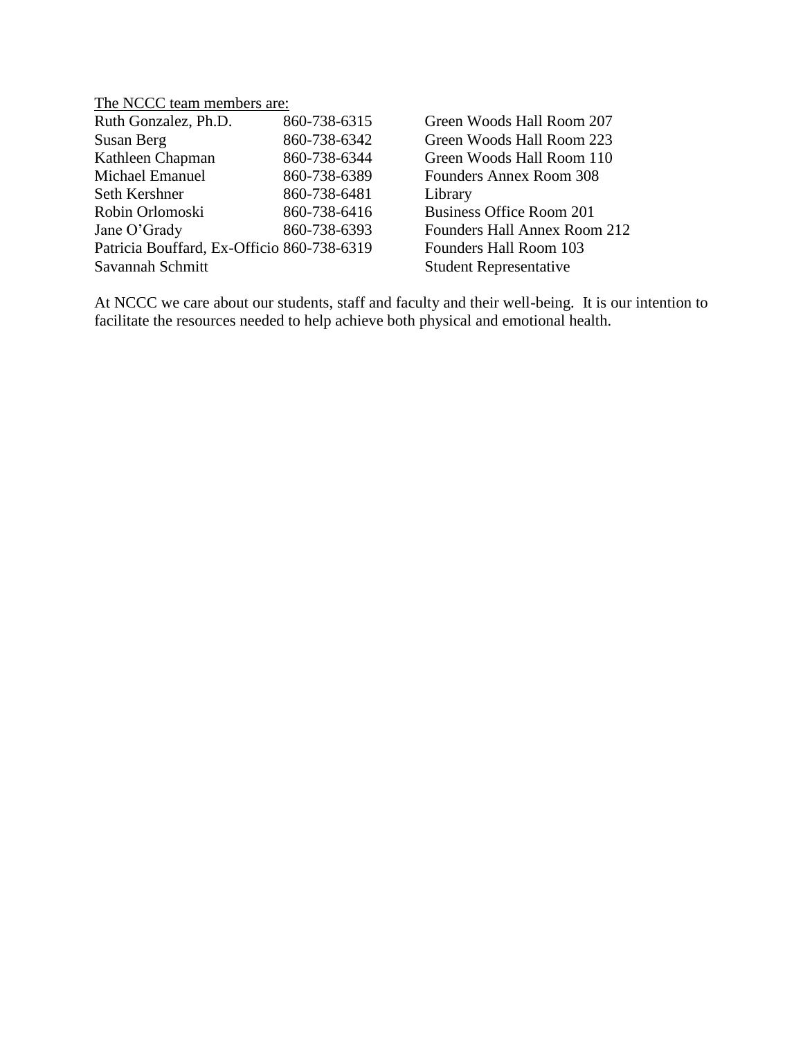<u>The NCCC team members are:</u>

| | | |
|---|---|---|
| Ruth Gonzalez, Ph.D. | 860-738-6315 | Green Woods Hall Room 207 |
| Susan Berg | 860-738-6342 | Green Woods Hall Room 223 |
| Kathleen Chapman | 860-738-6344 | Green Woods Hall Room 110 |
| Michael Emanuel | 860-738-6389 | Founders Annex Room 308 |
| Seth Kershner | 860-738-6481 | Library |
| Robin Orlomoski | 860-738-6416 | Business Office Room 201 |
| Jane O'Grady | 860-738-6393 | Founders Hall Annex Room 212 |
| Patricia Bouffard, Ex-Officio | 860-738-6319 | Founders Hall Room 103 |
| Savannah Schmitt | | Student Representative |

At NCCC we care about our students, staff and faculty and their well-being. It is our intention to facilitate the resources needed to help achieve both physical and emotional health.